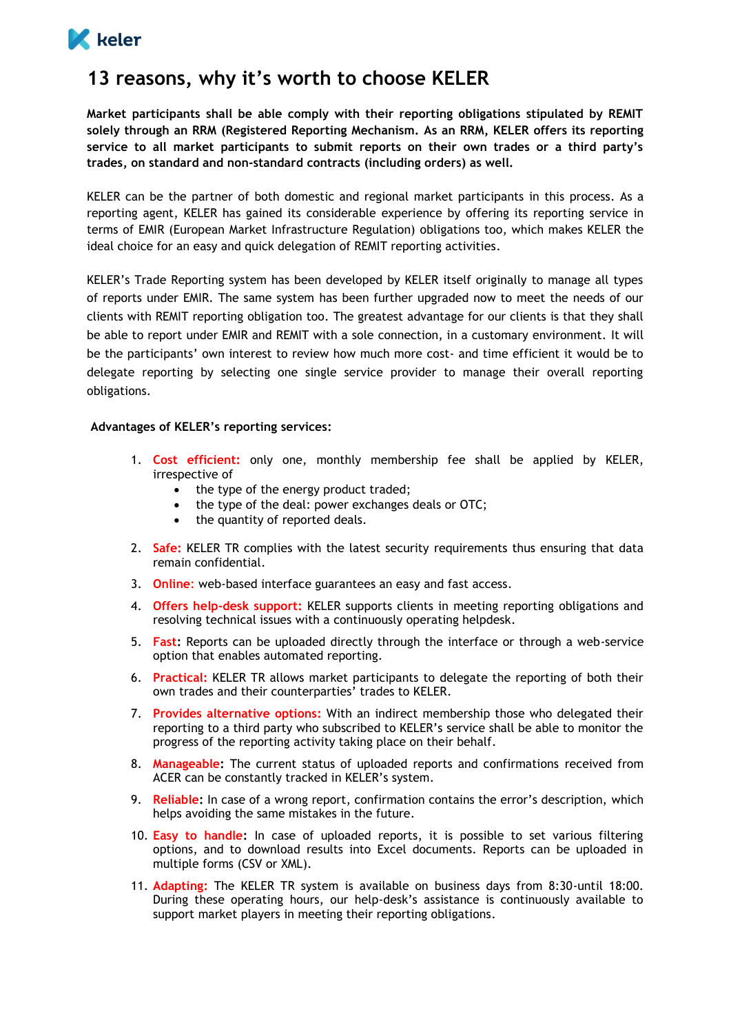# 13 reasons, why it's worth to choose KELER

**Market participants shall be able comply with their reporting obligations stipulated by REMIT solely through an RRM (Registered Reporting Mechanism. As an RRM, KELER offers its reporting service to all market participants to submit reports on their own trades or a third party's trades, on standard and non-standard contracts (including orders) as well.**

KELER can be the partner of both domestic and regional market participants in this process. As a reporting agent, KELER has gained its considerable experience by offering its reporting service in terms of EMIR (European Market Infrastructure Regulation) obligations too, which makes KELER the ideal choice for an easy and quick delegation of REMIT reporting activities.

KELER's Trade Reporting system has been developed by KELER itself originally to manage all types of reports under EMIR. The same system has been further upgraded now to meet the needs of our clients with REMIT reporting obligation too. The greatest advantage for our clients is that they shall be able to report under EMIR and REMIT with a sole connection, in a customary environment. It will be the participants' own interest to review how much more cost- and time efficient it would be to delegate reporting by selecting one single service provider to manage their overall reporting obligations.

**Advantages of KELER's reporting services:**

1. **Cost efficient:** only one, monthly membership fee shall be applied by KELER, irrespective of
   - the type of the energy product traded;
   - the type of the deal: power exchanges deals or OTC;
   - the quantity of reported deals.
2. **Safe:** KELER TR complies with the latest security requirements thus ensuring that data remain confidential.
3. **Online**: web-based interface guarantees an easy and fast access.
4. **Offers help-desk support:** KELER supports clients in meeting reporting obligations and resolving technical issues with a continuously operating helpdesk.
5. **Fast**: Reports can be uploaded directly through the interface or through a web-service option that enables automated reporting.
6. **Practical:** KELER TR allows market participants to delegate the reporting of both their own trades and their counterparties' trades to KELER.
7. **Provides alternative options:** With an indirect membership those who delegated their reporting to a third party who subscribed to KELER's service shall be able to monitor the progress of the reporting activity taking place on their behalf.
8. **Manageable**: The current status of uploaded reports and confirmations received from ACER can be constantly tracked in KELER's system.
9. **Reliable**: In case of a wrong report, confirmation contains the error's description, which helps avoiding the same mistakes in the future.
10. **Easy to handle**: In case of uploaded reports, it is possible to set various filtering options, and to download results into Excel documents. Reports can be uploaded in multiple forms (CSV or XML).
11. **Adapting:** The KELER TR system is available on business days from 8:30-until 18:00. During these operating hours, our help-desk's assistance is continuously available to support market players in meeting their reporting obligations.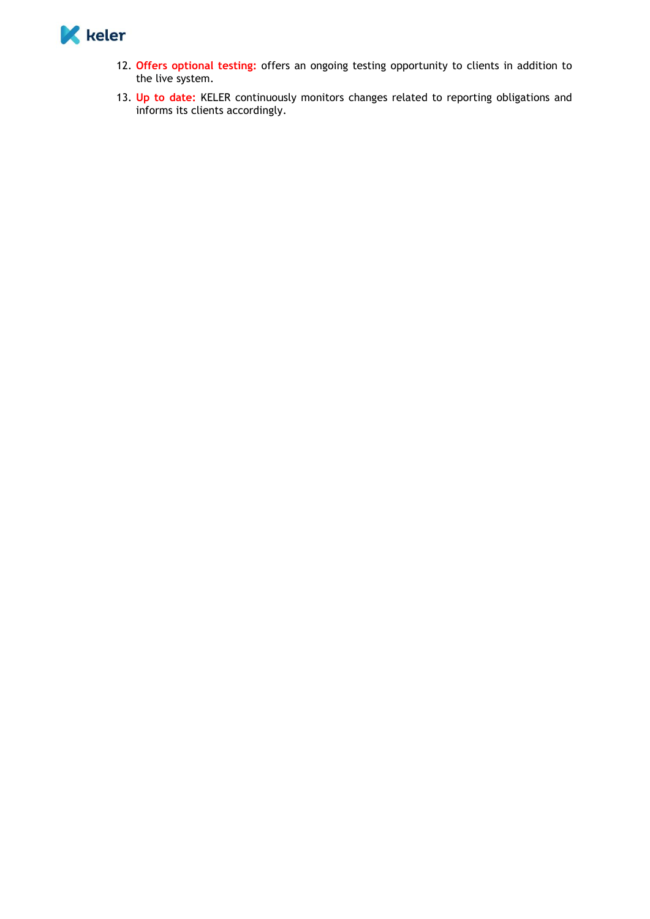12. **Offers optional testing:** offers an ongoing testing opportunity to clients in addition to the live system.
13. **Up to date:** KELER continuously monitors changes related to reporting obligations and informs its clients accordingly.